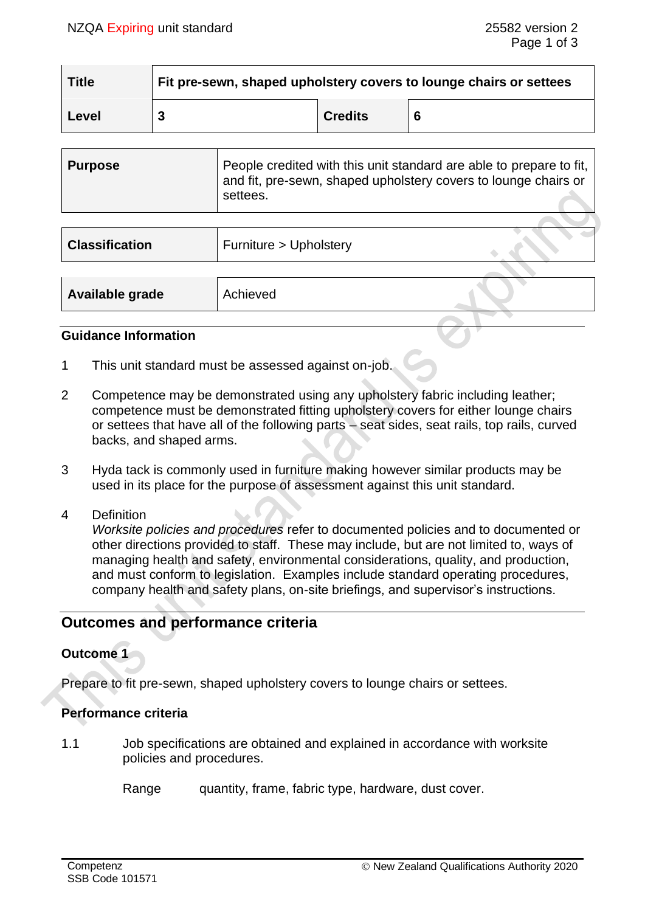| Title | Fit pre-sewn, shaped upholstery covers to lounge chairs or settees | | |
|---|---|---|---|
| Level | 3 | Credits | 6 |

| Purpose | People credited with this unit standard are able to prepare to fit, and fit, pre-sewn, shaped upholstery covers to lounge chairs or settees. |
|---|---|

| Classification | Furniture > Upholstery |
|---|---|

| Available grade | Achieved |
|---|---|

## Guidance Information

1. This unit standard must be assessed against on-job.

2. Competence may be demonstrated using any upholstery fabric including leather; competence must be demonstrated fitting upholstery covers for either lounge chairs or settees that have all of the following parts – seat sides, seat rails, top rails, curved backs, and shaped arms.

3. Hyda tack is commonly used in furniture making however similar products may be used in its place for the purpose of assessment against this unit standard.

4. Definition
   *Worksite policies and procedures* refer to documented policies and to documented or other directions provided to staff. These may include, but are not limited to, ways of managing health and safety, environmental considerations, quality, and production, and must conform to legislation. Examples include standard operating procedures, company health and safety plans, on-site briefings, and supervisor's instructions.

## Outcomes and performance criteria

### Outcome 1

Prepare to fit pre-sewn, shaped upholstery covers to lounge chairs or settees.

### Performance criteria

1.1 Job specifications are obtained and explained in accordance with worksite policies and procedures.

Range quantity, frame, fabric type, hardware, dust cover.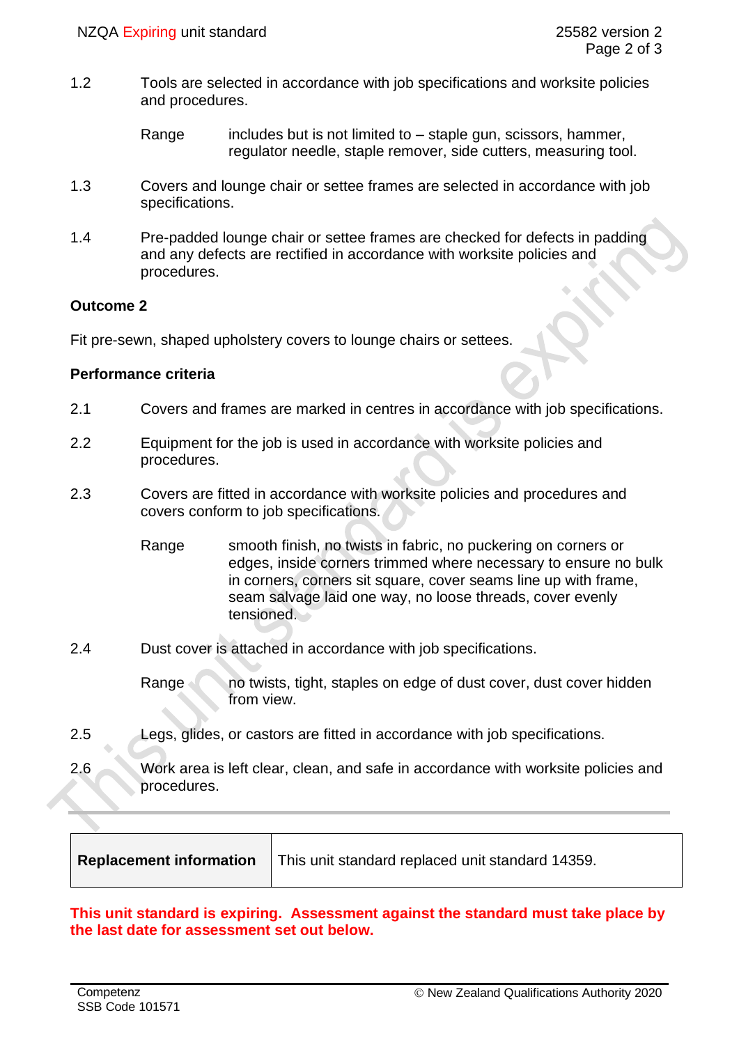1.2 Tools are selected in accordance with job specifications and worksite policies and procedures.

Range includes but is not limited to – staple gun, scissors, hammer, regulator needle, staple remover, side cutters, measuring tool.

1.3 Covers and lounge chair or settee frames are selected in accordance with job specifications.

1.4 Pre-padded lounge chair or settee frames are checked for defects in padding and any defects are rectified in accordance with worksite policies and procedures.

**Outcome 2**

Fit pre-sewn, shaped upholstery covers to lounge chairs or settees.

**Performance criteria**

2.1 Covers and frames are marked in centres in accordance with job specifications.

2.2 Equipment for the job is used in accordance with worksite policies and procedures.

2.3 Covers are fitted in accordance with worksite policies and procedures and covers conform to job specifications.

Range smooth finish, no twists in fabric, no puckering on corners or edges, inside corners trimmed where necessary to ensure no bulk in corners, corners sit square, cover seams line up with frame, seam salvage laid one way, no loose threads, cover evenly tensioned.

2.4 Dust cover is attached in accordance with job specifications.

Range no twists, tight, staples on edge of dust cover, dust cover hidden from view.

2.5 Legs, glides, or castors are fitted in accordance with job specifications.

2.6 Work area is left clear, clean, and safe in accordance with worksite policies and procedures.

| **Replacement information** | This unit standard replaced unit standard 14359. |
|---|---|

**This unit standard is expiring. Assessment against the standard must take place by the last date for assessment set out below.**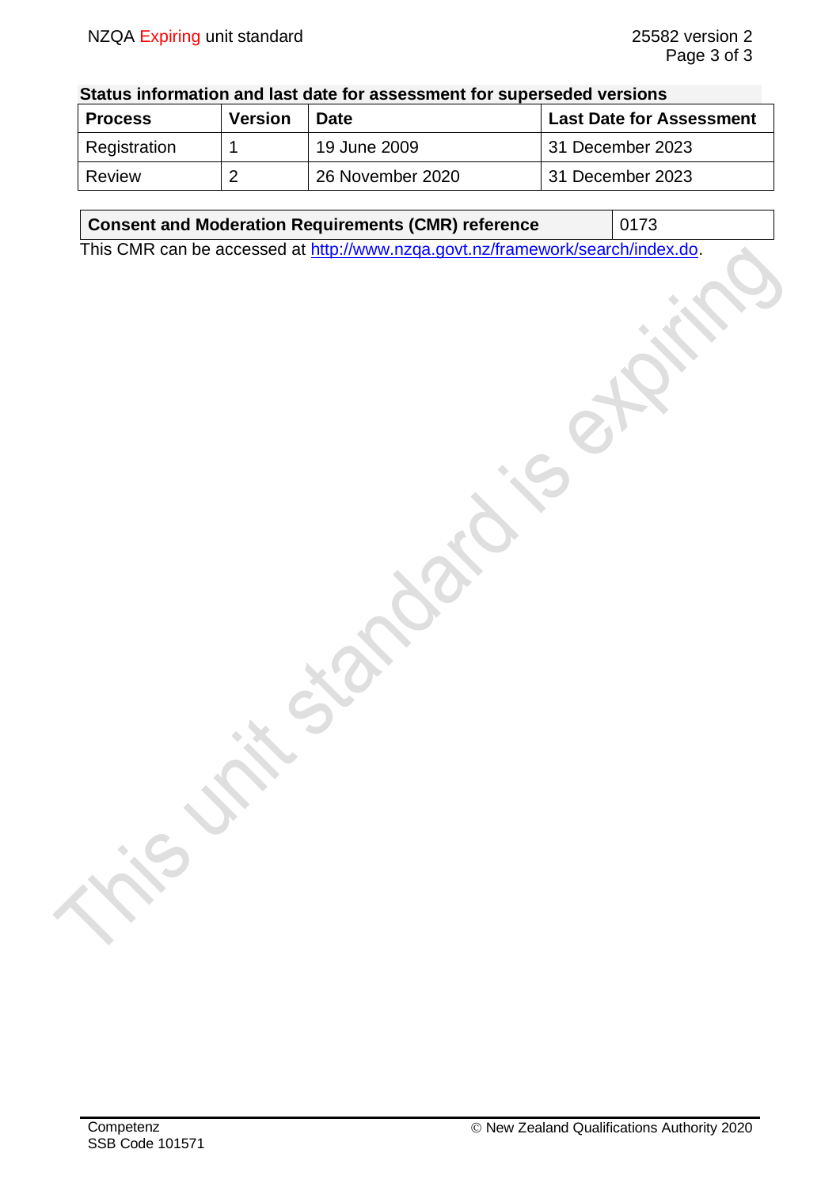**Status information and last date for assessment for superseded versions**

| Process | Version | Date | Last Date for Assessment |
|---|---|---|---|
| Registration | 1 | 19 June 2009 | 31 December 2023 |
| Review | 2 | 26 November 2020 | 31 December 2023 |

| **Consent and Moderation Requirements (CMR) reference** | 0173 |
|---|---|

This CMR can be accessed at http://www.nzqa.govt.nz/framework/search/index.do.